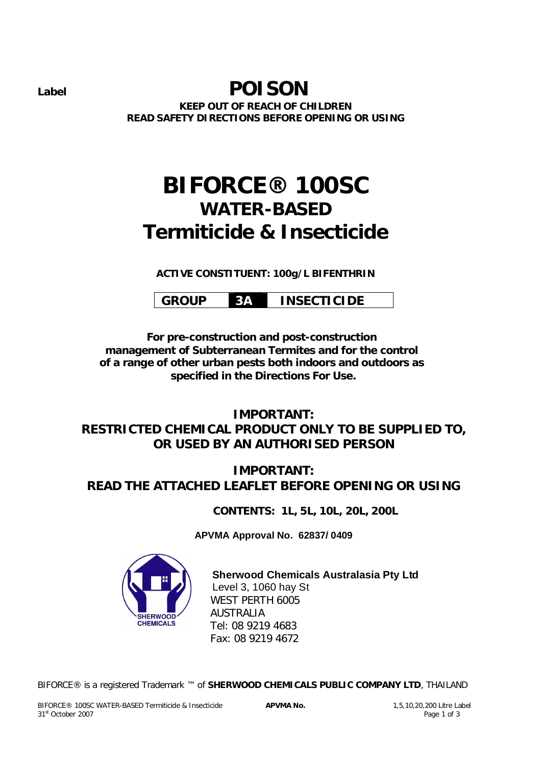Label

# POISON

**KEEP OUT OF REACH OF CHILDREN**
**READ SAFETY DIRECTIONS BEFORE OPENING OR USING**

# BIFORCE® 100SC
## WATER-BASED
## Termiticide & Insecticide

**ACTIVE CONSTITUENT: 100g/L BIFENTHRIN**

| GROUP | 3A | INSECTICIDE |
|---|---|---|

**For pre-construction and post-construction management of Subterranean Termites and for the control of a range of other urban pests both indoors and outdoors as specified in the Directions For Use.**

**IMPORTANT:**
**RESTRICTED CHEMICAL PRODUCT ONLY TO BE SUPPLIED TO, OR USED BY AN AUTHORISED PERSON**

**IMPORTANT:**
**READ THE ATTACHED LEAFLET BEFORE OPENING OR USING**

**CONTENTS: 1L, 5L, 10L, 20L, 200L**

**APVMA Approval No. 62837/0409**

SHERWOOD CHEMICALS

**Sherwood Chemicals Australasia Pty Ltd**
Level 3, 1060 hay St
WEST PERTH 6005
AUSTRALIA
Tel: 08 9219 4683
Fax: 08 9219 4672

BIFORCE® is a registered Trademark ™ of **SHERWOOD CHEMICALS PUBLIC COMPANY LTD**, THAILAND

BIFORCE® 100SC WATER-BASED Termiticide & Insecticide **APVMA No.** 1,5,10,20,200 Litre Label
31st October 2007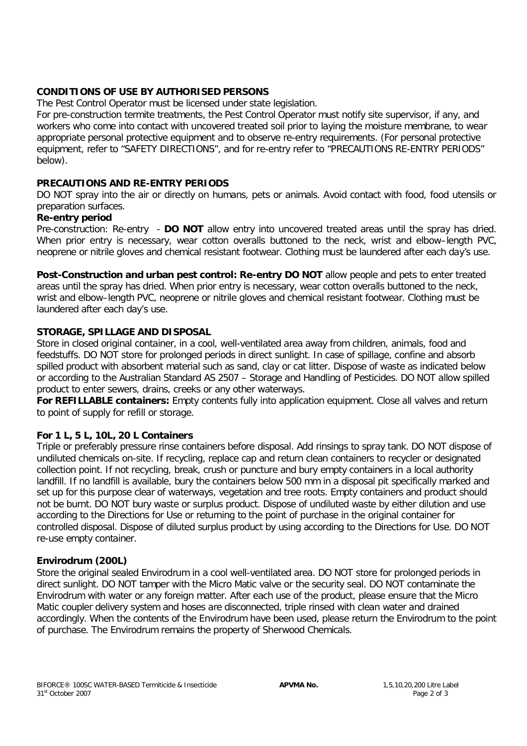## CONDITIONS OF USE BY AUTHORISED PERSONS

The Pest Control Operator must be licensed under state legislation.

For pre-construction termite treatments, the Pest Control Operator must notify site supervisor, if any, and workers who come into contact with uncovered treated soil prior to laying the moisture membrane, to wear appropriate personal protective equipment and to observe re-entry requirements. (For personal protective equipment, refer to "SAFETY DIRECTIONS", and for re-entry refer to "PRECAUTIONS RE-ENTRY PERIODS" below).

## PRECAUTIONS AND RE-ENTRY PERIODS

DO NOT spray into the air or directly on humans, pets or animals. Avoid contact with food, food utensils or preparation surfaces.

### Re-entry period

Pre-construction: Re-entry - **DO NOT** allow entry into uncovered treated areas until the spray has dried. When prior entry is necessary, wear cotton overalls buttoned to the neck, wrist and elbow–length PVC, neoprene or nitrile gloves and chemical resistant footwear. Clothing must be laundered after each day's use.

**Post-Construction and urban pest control: Re-entry DO NOT** allow people and pets to enter treated areas until the spray has dried. When prior entry is necessary, wear cotton overalls buttoned to the neck, wrist and elbow–length PVC, neoprene or nitrile gloves and chemical resistant footwear. Clothing must be laundered after each day's use.

## STORAGE, SPILLAGE AND DISPOSAL

Store in closed original container, in a cool, well-ventilated area away from children, animals, food and feedstuffs. DO NOT store for prolonged periods in direct sunlight. In case of spillage, confine and absorb spilled product with absorbent material such as sand, clay or cat litter. Dispose of waste as indicated below or according to the Australian Standard AS 2507 – Storage and Handling of Pesticides. DO NOT allow spilled product to enter sewers, drains, creeks or any other waterways.

**For REFILLABLE containers:** Empty contents fully into application equipment. Close all valves and return to point of supply for refill or storage.

### For 1 L, 5 L, 10L, 20 L Containers

Triple or preferably pressure rinse containers before disposal. Add rinsings to spray tank. DO NOT dispose of undiluted chemicals on-site. If recycling, replace cap and return clean containers to recycler or designated collection point. If not recycling, break, crush or puncture and bury empty containers in a local authority landfill. If no landfill is available, bury the containers below 500 mm in a disposal pit specifically marked and set up for this purpose clear of waterways, vegetation and tree roots. Empty containers and product should not be burnt. DO NOT bury waste or surplus product. Dispose of undiluted waste by either dilution and use according to the Directions for Use or returning to the point of purchase in the original container for controlled disposal. Dispose of diluted surplus product by using according to the Directions for Use. DO NOT re-use empty container.

### Envirodrum (200L)

Store the original sealed Envirodrum in a cool well-ventilated area. DO NOT store for prolonged periods in direct sunlight. DO NOT tamper with the Micro Matic valve or the security seal. DO NOT contaminate the Envirodrum with water or any foreign matter. After each use of the product, please ensure that the Micro Matic coupler delivery system and hoses are disconnected, triple rinsed with clean water and drained accordingly. When the contents of the Envirodrum have been used, please return the Envirodrum to the point of purchase. The Envirodrum remains the property of Sherwood Chemicals.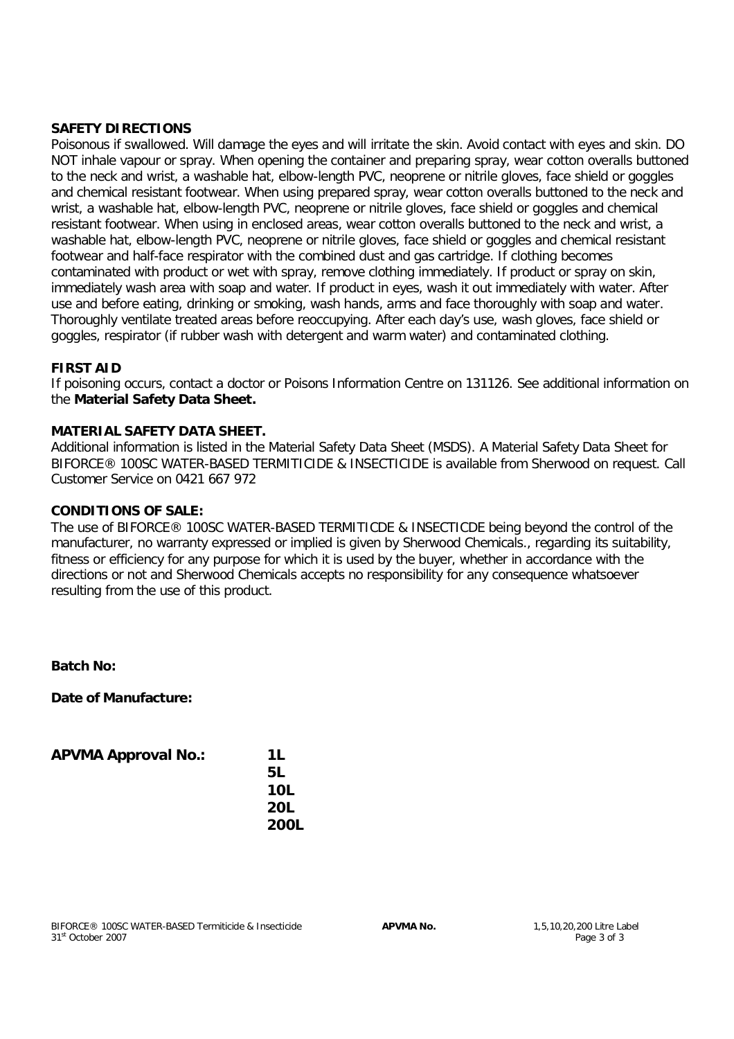**SAFETY DIRECTIONS**

Poisonous if swallowed. Will damage the eyes and will irritate the skin. Avoid contact with eyes and skin. DO NOT inhale vapour or spray. When opening the container and preparing spray, wear cotton overalls buttoned to the neck and wrist, a washable hat, elbow-length PVC, neoprene or nitrile gloves, face shield or goggles and chemical resistant footwear. When using prepared spray, wear cotton overalls buttoned to the neck and wrist, a washable hat, elbow-length PVC, neoprene or nitrile gloves, face shield or goggles and chemical resistant footwear. When using in enclosed areas, wear cotton overalls buttoned to the neck and wrist, a washable hat, elbow-length PVC, neoprene or nitrile gloves, face shield or goggles and chemical resistant footwear and half-face respirator with the combined dust and gas cartridge. If clothing becomes contaminated with product or wet with spray, remove clothing immediately. If product or spray on skin, immediately wash area with soap and water. If product in eyes, wash it out immediately with water. After use and before eating, drinking or smoking, wash hands, arms and face thoroughly with soap and water. Thoroughly ventilate treated areas before reoccupying. After each day's use, wash gloves, face shield or goggles, respirator (if rubber wash with detergent and warm water) and contaminated clothing.

**FIRST AID**

If poisoning occurs, contact a doctor or Poisons Information Centre on 131126. See additional information on the **Material Safety Data Sheet.**

**MATERIAL SAFETY DATA SHEET.**

Additional information is listed in the Material Safety Data Sheet (MSDS). A Material Safety Data Sheet for BIFORCE® 100SC WATER-BASED TERMITICIDE & INSECTICIDE is available from Sherwood on request. Call Customer Service on 0421 667 972

**CONDITIONS OF SALE:**

The use of BIFORCE® 100SC WATER-BASED TERMITICDE & INSECTICDE being beyond the control of the manufacturer, no warranty expressed or implied is given by Sherwood Chemicals., regarding its suitability, fitness or efficiency for any purpose for which it is used by the buyer, whether in accordance with the directions or not and Sherwood Chemicals accepts no responsibility for any consequence whatsoever resulting from the use of this product.

**Batch No:**

**Date of Manufacture:**

**APVMA Approval No.:** **1L**
**5L**
**10L**
**20L**
**200L**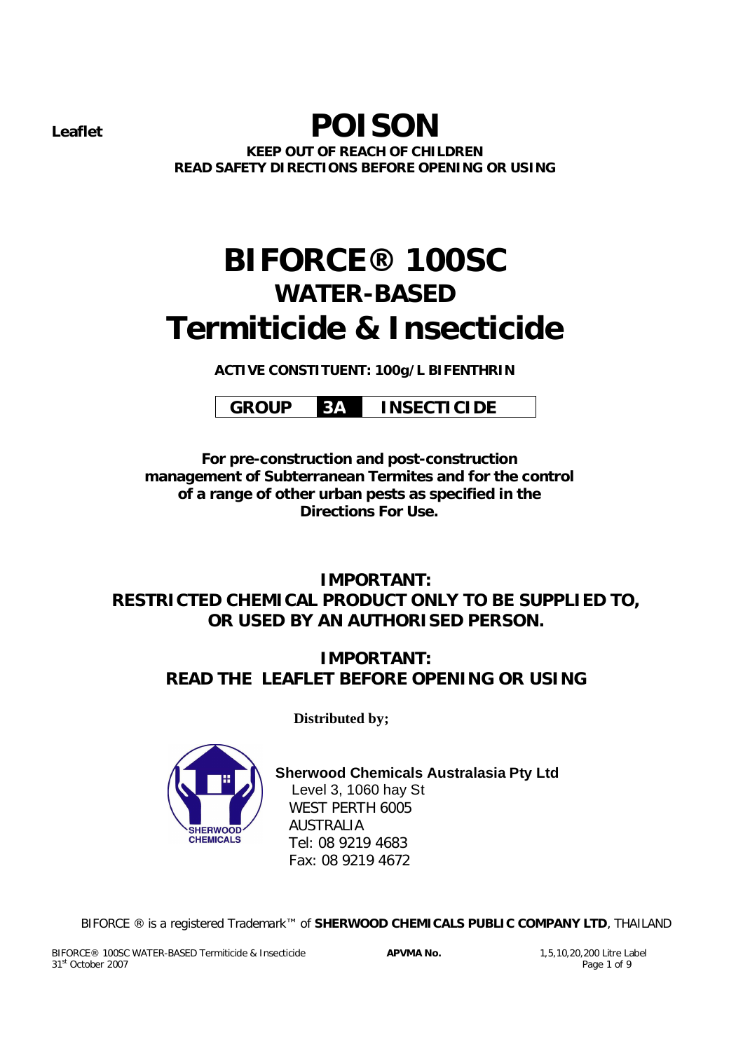Leaflet

# POISON

**KEEP OUT OF REACH OF CHILDREN**
**READ SAFETY DIRECTIONS BEFORE OPENING OR USING**

# BIFORCE® 100SC
## WATER-BASED
# Termiticide & Insecticide

**ACTIVE CONSTITUENT: 100g/L BIFENTHRIN**

**GROUP 3A INSECTICIDE**

**For pre-construction and post-construction management of Subterranean Termites and for the control of a range of other urban pests as specified in the Directions For Use.**

**IMPORTANT:**
**RESTRICTED CHEMICAL PRODUCT ONLY TO BE SUPPLIED TO, OR USED BY AN AUTHORISED PERSON.**

**IMPORTANT:**
**READ THE LEAFLET BEFORE OPENING OR USING**

**Distributed by;**

SHERWOOD CHEMICALS

**Sherwood Chemicals Australasia Pty Ltd**
Level 3, 1060 hay St
WEST PERTH 6005
AUSTRALIA
Tel: 08 9219 4683
Fax: 08 9219 4672

BIFORCE ® is a registered Trademark™ of **SHERWOOD CHEMICALS PUBLIC COMPANY LTD**, THAILAND

BIFORCE® 100SC WATER-BASED Termiticide & Insecticide **APVMA No.** 1,5,10,20,200 Litre Label
31st October 2007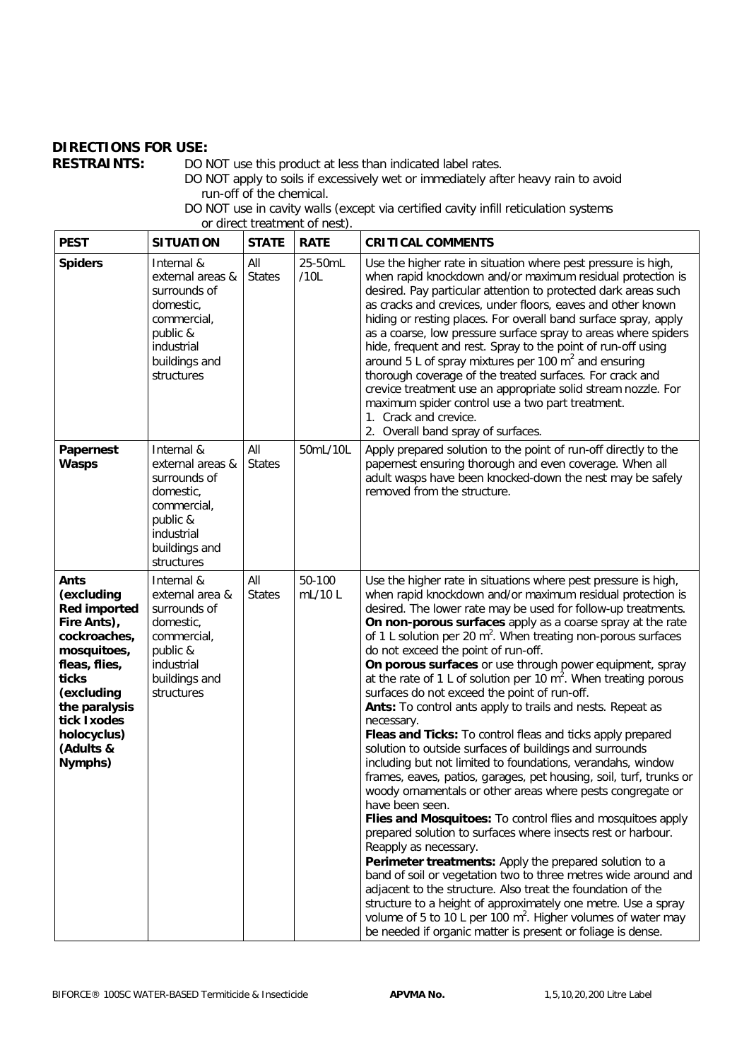**DIRECTIONS FOR USE:**

**RESTRAINTS:** DO NOT use this product at less than indicated label rates.
DO NOT apply to soils if excessively wet or immediately after heavy rain to avoid run-off of the chemical.
DO NOT use in cavity walls (except via certified cavity infill reticulation systems or direct treatment of nest).

| PEST | SITUATION | STATE | RATE | CRITICAL COMMENTS |
|---|---|---|---|---|
| **Spiders** | Internal & external areas & surrounds of domestic, commercial, public & industrial buildings and structures | All States | 25-50mL /10L | Use the higher rate in situation where pest pressure is high, when rapid knockdown and/or maximum residual protection is desired. Pay particular attention to protected dark areas such as cracks and crevices, under floors, eaves and other known hiding or resting places. For overall band surface spray, apply as a coarse, low pressure surface spray to areas where spiders hide, frequent and rest. Spray to the point of run-off using around 5 L of spray mixtures per 100 $m^2$ and ensuring thorough coverage of the treated surfaces. For crack and crevice treatment use an appropriate solid stream nozzle. For maximum spider control use a two part treatment.<br>1. Crack and crevice.<br>2. Overall band spray of surfaces. |
| **Papernest Wasps** | Internal & external areas & surrounds of domestic, commercial, public & industrial buildings and structures | All States | 50mL/10L | Apply prepared solution to the point of run-off directly to the papernest ensuring thorough and even coverage. When all adult wasps have been knocked-down the nest may be safely removed from the structure. |
| **Ants (excluding Red imported Fire Ants), cockroaches, mosquitoes, fleas, flies, ticks (excluding the paralysis tick Ixodes holocyclus) (Adults & Nymphs)** | Internal & external area & surrounds of domestic, commercial, public & industrial buildings and structures | All States | 50-100 mL/10 L | Use the higher rate in situations where pest pressure is high, when rapid knockdown and/or maximum residual protection is desired. The lower rate may be used for follow-up treatments.<br>**On non-porous surfaces** apply as a coarse spray at the rate of 1 L solution per 20 $m^2$. When treating non-porous surfaces do not exceed the point of run-off.<br>**On porous surfaces** or use through power equipment, spray at the rate of 1 L of solution per 10 $m^2$. When treating porous surfaces do not exceed the point of run-off.<br>**Ants:** To control ants apply to trails and nests. Repeat as necessary.<br>**Fleas and Ticks:** To control fleas and ticks apply prepared solution to outside surfaces of buildings and surrounds including but not limited to foundations, verandahs, window frames, eaves, patios, garages, pet housing, soil, turf, trunks or woody ornamentals or other areas where pests congregate or have been seen.<br>**Flies and Mosquitoes:** To control flies and mosquitoes apply prepared solution to surfaces where insects rest or harbour. Reapply as necessary.<br>**Perimeter treatments:** Apply the prepared solution to a band of soil or vegetation two to three metres wide around and adjacent to the structure. Also treat the foundation of the structure to a height of approximately one metre. Use a spray volume of 5 to 10 L per 100 $m^2$. Higher volumes of water may be needed if organic matter is present or foliage is dense. |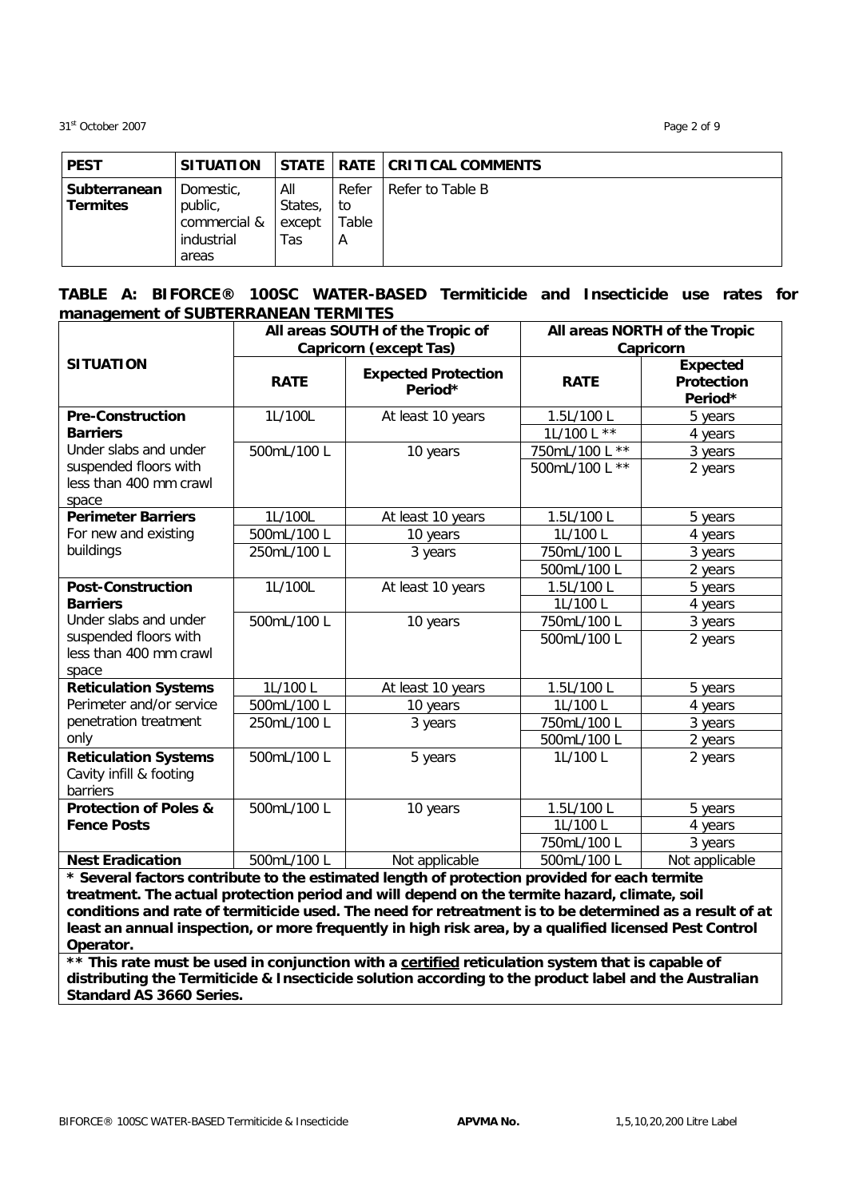| PEST | SITUATION | STATE | RATE | CRITICAL COMMENTS |
|---|---|---|---|---|
| **Subterranean Termites** | Domestic, public, commercial & industrial areas | All States, except Tas | Refer to Table A | Refer to Table B |

**TABLE A: BIFORCE® 100SC WATER-BASED Termiticide and Insecticide use rates for management of SUBTERRANEAN TERMITES**

| SITUATION | All areas SOUTH of the Tropic of Capricorn (except Tas) | | All areas NORTH of the Tropic Capricorn | |
|---|---|---|---|---|
| | **RATE** | **Expected Protection Period*** | **RATE** | **Expected Protection Period*** |
| **Pre-Construction Barriers** Under slabs and under suspended floors with less than 400 mm crawl space | 1L/100L | At least 10 years | 1.5L/100 L | 5 years |
| | | | 1L/100 L ** | 4 years |
| | 500mL/100 L | 10 years | 750mL/100 L ** | 3 years |
| | | | 500mL/100 L ** | 2 years |
| **Perimeter Barriers** For new and existing buildings | 1L/100L | At least 10 years | 1.5L/100 L | 5 years |
| | 500mL/100 L | 10 years | 1L/100 L | 4 years |
| | 250mL/100 L | 3 years | 750mL/100 L | 3 years |
| | | | 500mL/100 L | 2 years |
| **Post-Construction Barriers** Under slabs and under suspended floors with less than 400 mm crawl space | 1L/100L | At least 10 years | 1.5L/100 L | 5 years |
| | | | 1L/100 L | 4 years |
| | 500mL/100 L | 10 years | 750mL/100 L | 3 years |
| | | | 500mL/100 L | 2 years |
| **Reticulation Systems** Perimeter and/or service penetration treatment only | 1L/100 L | At least 10 years | 1.5L/100 L | 5 years |
| | 500mL/100 L | 10 years | 1L/100 L | 4 years |
| | 250mL/100 L | 3 years | 750mL/100 L | 3 years |
| | | | 500mL/100 L | 2 years |
| **Reticulation Systems** Cavity infill & footing barriers | 500mL/100 L | 5 years | 1L/100 L | 2 years |
| **Protection of Poles & Fence Posts** | 500mL/100 L | 10 years | 1.5L/100 L | 5 years |
| | | | 1L/100 L | 4 years |
| | | | 750mL/100 L | 3 years |
| **Nest Eradication** | 500mL/100 L | Not applicable | 500mL/100 L | Not applicable |

**\* Several factors contribute to the estimated length of protection provided for each termite treatment. The actual protection period and will depend on the termite hazard, climate, soil conditions and rate of termiticide used. The need for retreatment is to be determined as a result of at least an annual inspection, or more frequently in high risk area, by a qualified licensed Pest Control Operator.**

**\*\* This rate must be used in conjunction with a <u>certified</u> reticulation system that is capable of distributing the Termiticide & Insecticide solution according to the product label and the Australian Standard AS 3660 Series.**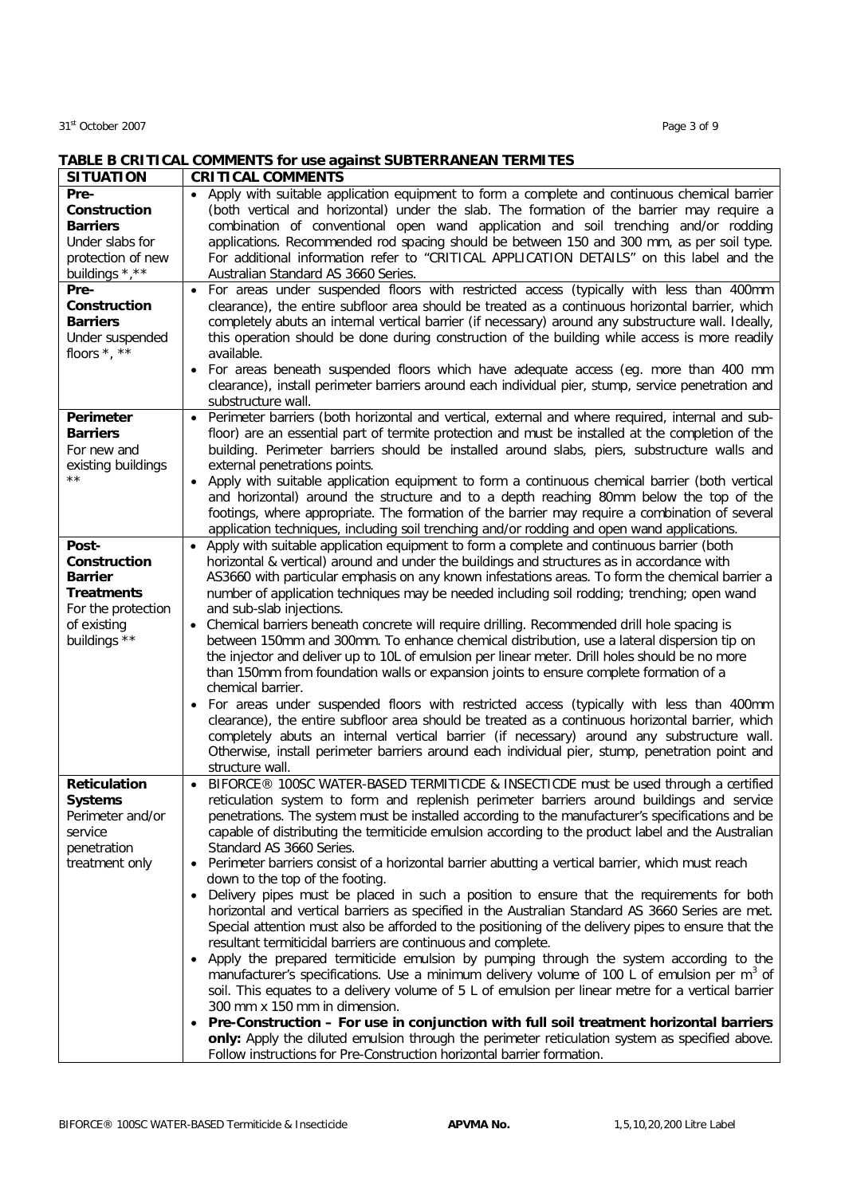**TABLE B CRITICAL COMMENTS for use against SUBTERRANEAN TERMITES**

| SITUATION | CRITICAL COMMENTS |
|---|---|
| **Pre-Construction Barriers** Under slabs for protection of new buildings *,** | • Apply with suitable application equipment to form a complete and continuous chemical barrier (both vertical and horizontal) under the slab. The formation of the barrier may require a combination of conventional open wand application and soil trenching and/or rodding applications. Recommended rod spacing should be between 150 and 300 mm, as per soil type. For additional information refer to "CRITICAL APPLICATION DETAILS" on this label and the Australian Standard AS 3660 Series. |
| **Pre-Construction Barriers** Under suspended floors *, ** | • For areas under suspended floors with restricted access (typically with less than 400mm clearance), the entire subfloor area should be treated as a continuous horizontal barrier, which completely abuts an internal vertical barrier (if necessary) around any substructure wall. Ideally, this operation should be done during construction of the building while access is more readily available.<br>• For areas beneath suspended floors which have adequate access (eg. more than 400 mm clearance), install perimeter barriers around each individual pier, stump, service penetration and substructure wall. |
| **Perimeter Barriers** For new and existing buildings ** | • Perimeter barriers (both horizontal and vertical, external and where required, internal and sub-floor) are an essential part of termite protection and must be installed at the completion of the building. Perimeter barriers should be installed around slabs, piers, substructure walls and external penetrations points.<br>• Apply with suitable application equipment to form a continuous chemical barrier (both vertical and horizontal) around the structure and to a depth reaching 80mm below the top of the footings, where appropriate. The formation of the barrier may require a combination of several application techniques, including soil trenching and/or rodding and open wand applications. |
| **Post-Construction Barrier Treatments** For the protection of existing buildings ** | • Apply with suitable application equipment to form a complete and continuous barrier (both horizontal & vertical) around and under the buildings and structures as in accordance with AS3660 with particular emphasis on any known infestations areas. To form the chemical barrier a number of application techniques may be needed including soil rodding; trenching; open wand and sub-slab injections.<br>• Chemical barriers beneath concrete will require drilling. Recommended drill hole spacing is between 150mm and 300mm. To enhance chemical distribution, use a lateral dispersion tip on the injector and deliver up to 10L of emulsion per linear meter. Drill holes should be no more than 150mm from foundation walls or expansion joints to ensure complete formation of a chemical barrier.<br>• For areas under suspended floors with restricted access (typically with less than 400mm clearance), the entire subfloor area should be treated as a continuous horizontal barrier, which completely abuts an internal vertical barrier (if necessary) around any substructure wall. Otherwise, install perimeter barriers around each individual pier, stump, penetration point and structure wall. |
| **Reticulation Systems** Perimeter and/or service penetration treatment only | • BIFORCE® 100SC WATER-BASED TERMITICDE & INSECTICDE must be used through a certified reticulation system to form and replenish perimeter barriers around buildings and service penetrations. The system must be installed according to the manufacturer's specifications and be capable of distributing the termiticide emulsion according to the product label and the Australian Standard AS 3660 Series.<br>• Perimeter barriers consist of a horizontal barrier abutting a vertical barrier, which must reach down to the top of the footing.<br>• Delivery pipes must be placed in such a position to ensure that the requirements for both horizontal and vertical barriers as specified in the Australian Standard AS 3660 Series are met. Special attention must also be afforded to the positioning of the delivery pipes to ensure that the resultant termiticidal barriers are continuous and complete.<br>• Apply the prepared termiticide emulsion by pumping through the system according to the manufacturer's specifications. Use a minimum delivery volume of 100 L of emulsion per $m^3$ of soil. This equates to a delivery volume of 5 L of emulsion per linear metre for a vertical barrier 300 mm x 150 mm in dimension.<br>• **Pre-Construction – For use in conjunction with full soil treatment horizontal barriers only:** Apply the diluted emulsion through the perimeter reticulation system as specified above. Follow instructions for Pre-Construction horizontal barrier formation. |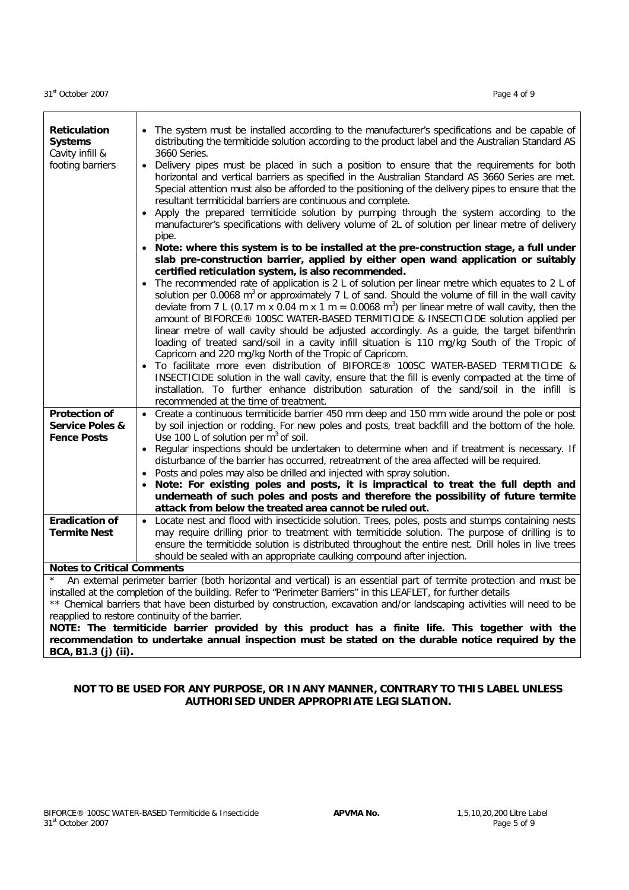| | |
|---|---|
| **Reticulation Systems** Cavity infill & footing barriers | • The system must be installed according to the manufacturer's specifications and be capable of distributing the termiticide solution according to the product label and the Australian Standard AS 3660 Series.<br>• Delivery pipes must be placed in such a position to ensure that the requirements for both horizontal and vertical barriers as specified in the Australian Standard AS 3660 Series are met. Special attention must also be afforded to the positioning of the delivery pipes to ensure that the resultant termiticidal barriers are continuous and complete.<br>• Apply the prepared termiticide solution by pumping through the system according to the manufacturer's specifications with delivery volume of 2L of solution per linear metre of delivery pipe.<br>• **Note: where this system is to be installed at the pre-construction stage, a full under slab pre-construction barrier, applied by either open wand application or suitably certified reticulation system, is also recommended.**<br>• The recommended rate of application is 2 L of solution per linear metre which equates to 2 L of solution per 0.0068 $m^3$ or approximately 7 L of sand. Should the volume of fill in the wall cavity deviate from 7 L (0.17 m x 0.04 m x 1 m = 0.0068 $m^3$) per linear metre of wall cavity, then the amount of BIFORCE® 100SC WATER-BASED TERMITICIDE & INSECTICIDE solution applied per linear metre of wall cavity should be adjusted accordingly. As a guide, the target bifenthrin loading of treated sand/soil in a cavity infill situation is 110 mg/kg South of the Tropic of Capricorn and 220 mg/kg North of the Tropic of Capricorn.<br>• To facilitate more even distribution of BIFORCE® 100SC WATER-BASED TERMITICIDE & INSECTICIDE solution in the wall cavity, ensure that the fill is evenly compacted at the time of installation. To further enhance distribution saturation of the sand/soil in the infill is recommended at the time of treatment. |
| **Protection of Service Poles & Fence Posts** | • Create a continuous termiticide barrier 450 mm deep and 150 mm wide around the pole or post by soil injection or rodding. For new poles and posts, treat backfill and the bottom of the hole. Use 100 L of solution per $m^3$ of soil.<br>• Regular inspections should be undertaken to determine when and if treatment is necessary. If disturbance of the barrier has occurred, retreatment of the area affected will be required.<br>• Posts and poles may also be drilled and injected with spray solution.<br>• **Note: For existing poles and posts, it is impractical to treat the full depth and underneath of such poles and posts and therefore the possibility of future termite attack from below the treated area cannot be ruled out.** |
| **Eradication of Termite Nest** | • Locate nest and flood with insecticide solution. Trees, poles, posts and stumps containing nests may require drilling prior to treatment with termiticide solution. The purpose of drilling is to ensure the termiticide solution is distributed throughout the entire nest. Drill holes in live trees should be sealed with an appropriate caulking compound after injection. |

**Notes to Critical Comments**

* An external perimeter barrier (both horizontal and vertical) is an essential part of termite protection and must be installed at the completion of the building. Refer to "Perimeter Barriers" in this LEAFLET, for further details

** Chemical barriers that have been disturbed by construction, excavation and/or landscaping activities will need to be reapplied to restore continuity of the barrier.

**NOTE: The termiticide barrier provided by this product has a finite life. This together with the recommendation to undertake annual inspection must be stated on the durable notice required by the BCA, B1.3 (j) (ii).**

**NOT TO BE USED FOR ANY PURPOSE, OR IN ANY MANNER, CONTRARY TO THIS LABEL UNLESS AUTHORISED UNDER APPROPRIATE LEGISLATION.**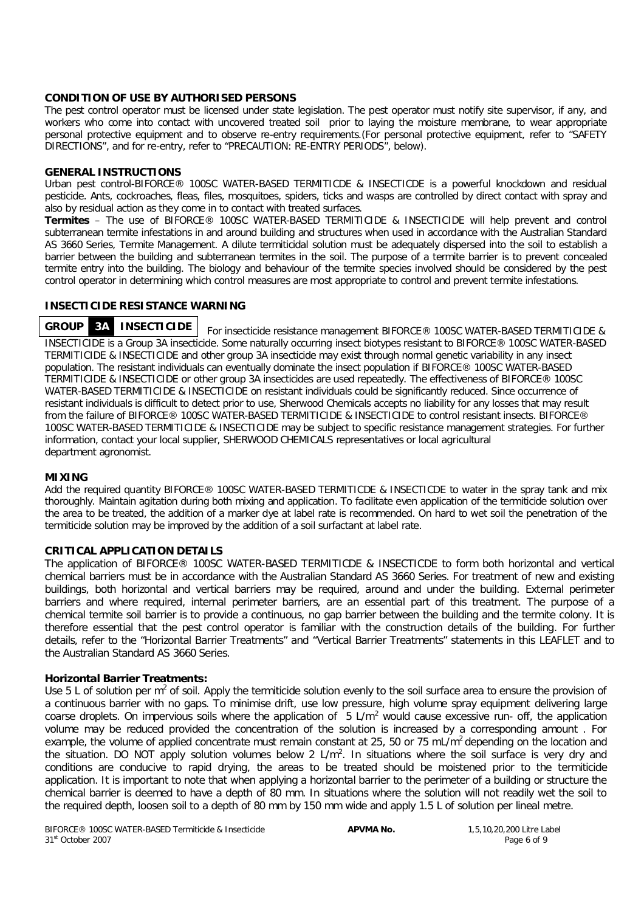**CONDITION OF USE BY AUTHORISED PERSONS**

The pest control operator must be licensed under state legislation. The pest operator must notify site supervisor, if any, and workers who come into contact with uncovered treated soil prior to laying the moisture membrane, to wear appropriate personal protective equipment and to observe re-entry requirements.(For personal protective equipment, refer to "SAFETY DIRECTIONS", and for re-entry, refer to "PRECAUTION: RE-ENTRY PERIODS", below).

**GENERAL INSTRUCTIONS**

Urban pest control-BIFORCE® 100SC WATER-BASED TERMITICDE & INSECTICDE is a powerful knockdown and residual pesticide. Ants, cockroaches, fleas, files, mosquitoes, spiders, ticks and wasps are controlled by direct contact with spray and also by residual action as they come in to contact with treated surfaces.

**Termites** – The use of BIFORCE® 100SC WATER-BASED TERMITICIDE & INSECTICIDE will help prevent and control subterranean termite infestations in and around building and structures when used in accordance with the Australian Standard AS 3660 Series, Termite Management. A dilute termiticidal solution must be adequately dispersed into the soil to establish a barrier between the building and subterranean termites in the soil. The purpose of a termite barrier is to prevent concealed termite entry into the building. The biology and behaviour of the termite species involved should be considered by the pest control operator in determining which control measures are most appropriate to control and prevent termite infestations.

**INSECTICIDE RESISTANCE WARNING**

**GROUP 3A INSECTICIDE** For insecticide resistance management BIFORCE® 100SC WATER-BASED TERMITICIDE & INSECTICIDE is a Group 3A insecticide. Some naturally occurring insect biotypes resistant to BIFORCE® 100SC WATER-BASED TERMITICIDE & INSECTICIDE and other group 3A insecticide may exist through normal genetic variability in any insect population. The resistant individuals can eventually dominate the insect population if BIFORCE® 100SC WATER-BASED TERMITICIDE & INSECTICIDE or other group 3A insecticides are used repeatedly. The effectiveness of BIFORCE® 100SC WATER-BASED TERMITICIDE & INSECTICIDE on resistant individuals could be significantly reduced. Since occurrence of resistant individuals is difficult to detect prior to use, Sherwood Chemicals accepts no liability for any losses that may result from the failure of BIFORCE® 100SC WATER-BASED TERMITICIDE & INSECTICIDE to control resistant insects. BIFORCE® 100SC WATER-BASED TERMITICIDE & INSECTICIDE may be subject to specific resistance management strategies. For further information, contact your local supplier, SHERWOOD CHEMICALS representatives or local agricultural department agronomist.

**MIXING**

Add the required quantity BIFORCE® 100SC WATER-BASED TERMITICDE & INSECTICDE to water in the spray tank and mix thoroughly. Maintain agitation during both mixing and application. To facilitate even application of the termiticide solution over the area to be treated, the addition of a marker dye at label rate is recommended. On hard to wet soil the penetration of the termiticide solution may be improved by the addition of a soil surfactant at label rate.

**CRITICAL APPLICATION DETAILS**

The application of BIFORCE® 100SC WATER-BASED TERMITICDE & INSECTICDE to form both horizontal and vertical chemical barriers must be in accordance with the Australian Standard AS 3660 Series. For treatment of new and existing buildings, both horizontal and vertical barriers may be required, around and under the building. External perimeter barriers and where required, internal perimeter barriers, are an essential part of this treatment. The purpose of a chemical termite soil barrier is to provide a continuous, no gap barrier between the building and the termite colony. It is therefore essential that the pest control operator is familiar with the construction details of the building. For further details, refer to the "Horizontal Barrier Treatments" and "Vertical Barrier Treatments" statements in this LEAFLET and to the Australian Standard AS 3660 Series.

**Horizontal Barrier Treatments:**

Use 5 L of solution per $m^2$ of soil. Apply the termiticide solution evenly to the soil surface area to ensure the provision of a continuous barrier with no gaps. To minimise drift, use low pressure, high volume spray equipment delivering large coarse droplets. On impervious soils where the application of 5 $L/m^2$ would cause excessive run- off, the application volume may be reduced provided the concentration of the solution is increased by a corresponding amount . For example, the volume of applied concentrate must remain constant at 25, 50 or 75 $mL/m^2$ depending on the location and the situation. DO NOT apply solution volumes below 2 $L/m^2$. In situations where the soil surface is very dry and conditions are conducive to rapid drying, the areas to be treated should be moistened prior to the termiticide application. It is important to note that when applying a horizontal barrier to the perimeter of a building or structure the chemical barrier is deemed to have a depth of 80 mm. In situations where the solution will not readily wet the soil to the required depth, loosen soil to a depth of 80 mm by 150 mm wide and apply 1.5 L of solution per lineal metre.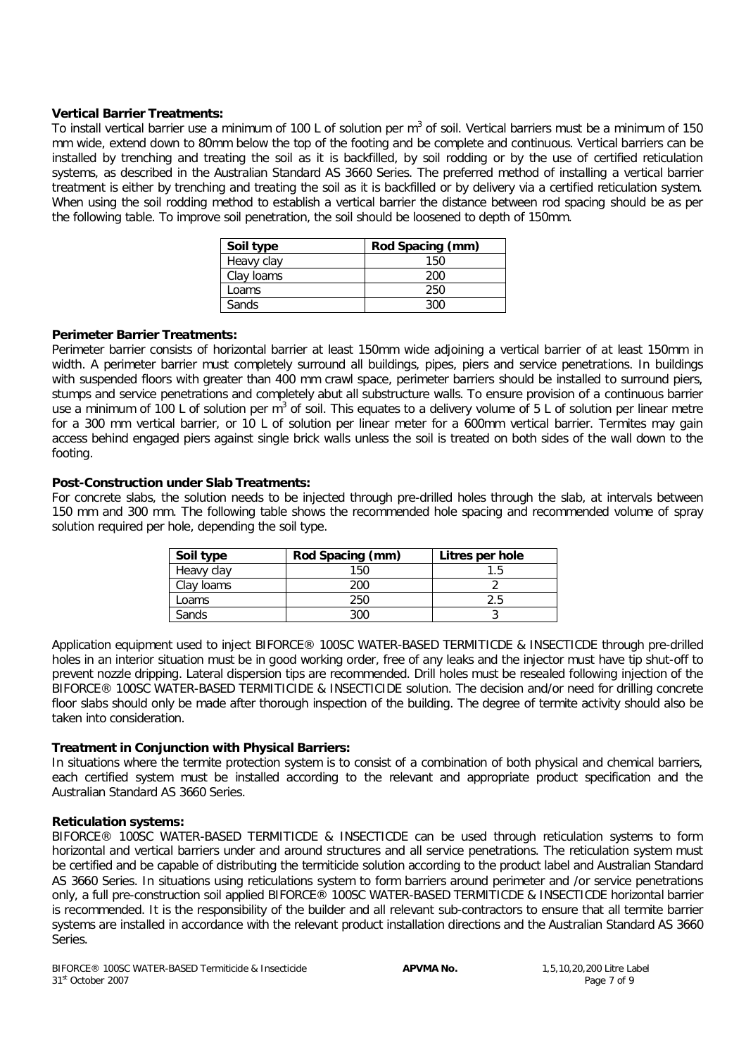**Vertical Barrier Treatments:**

To install vertical barrier use a minimum of 100 L of solution per $m^3$ of soil. Vertical barriers must be a minimum of 150 mm wide, extend down to 80mm below the top of the footing and be complete and continuous. Vertical barriers can be installed by trenching and treating the soil as it is backfilled, by soil rodding or by the use of certified reticulation systems, as described in the Australian Standard AS 3660 Series. The preferred method of installing a vertical barrier treatment is either by trenching and treating the soil as it is backfilled or by delivery via a certified reticulation system. When using the soil rodding method to establish a vertical barrier the distance between rod spacing should be as per the following table. To improve soil penetration, the soil should be loosened to depth of 150mm.

| Soil type | Rod Spacing (mm) |
|---|---|
| Heavy clay | 150 |
| Clay loams | 200 |
| Loams | 250 |
| Sands | 300 |

**Perimeter Barrier Treatments:**

Perimeter barrier consists of horizontal barrier at least 150mm wide adjoining a vertical barrier of at least 150mm in width. A perimeter barrier must completely surround all buildings, pipes, piers and service penetrations. In buildings with suspended floors with greater than 400 mm crawl space, perimeter barriers should be installed to surround piers, stumps and service penetrations and completely abut all substructure walls. To ensure provision of a continuous barrier use a minimum of 100 L of solution per $m^3$ of soil. This equates to a delivery volume of 5 L of solution per linear metre for a 300 mm vertical barrier, or 10 L of solution per linear meter for a 600mm vertical barrier. Termites may gain access behind engaged piers against single brick walls unless the soil is treated on both sides of the wall down to the footing.

**Post-Construction under Slab Treatments:**

For concrete slabs, the solution needs to be injected through pre-drilled holes through the slab, at intervals between 150 mm and 300 mm. The following table shows the recommended hole spacing and recommended volume of spray solution required per hole, depending the soil type.

| Soil type | Rod Spacing (mm) | Litres per hole |
|---|---|---|
| Heavy clay | 150 | 1.5 |
| Clay loams | 200 | 2 |
| Loams | 250 | 2.5 |
| Sands | 300 | 3 |

Application equipment used to inject BIFORCE® 100SC WATER-BASED TERMITICDE & INSECTICDE through pre-drilled holes in an interior situation must be in good working order, free of any leaks and the injector must have tip shut-off to prevent nozzle dripping. Lateral dispersion tips are recommended. Drill holes must be resealed following injection of the BIFORCE® 100SC WATER-BASED TERMITICIDE & INSECTICIDE solution. The decision and/or need for drilling concrete floor slabs should only be made after thorough inspection of the building. The degree of termite activity should also be taken into consideration.

**Treatment in Conjunction with Physical Barriers:**

In situations where the termite protection system is to consist of a combination of both physical and chemical barriers, each certified system must be installed according to the relevant and appropriate product specification and the Australian Standard AS 3660 Series.

**Reticulation systems:**

BIFORCE® 100SC WATER-BASED TERMITICDE & INSECTICDE can be used through reticulation systems to form horizontal and vertical barriers under and around structures and all service penetrations. The reticulation system must be certified and be capable of distributing the termiticide solution according to the product label and Australian Standard AS 3660 Series. In situations using reticulations system to form barriers around perimeter and /or service penetrations only, a full pre-construction soil applied BIFORCE® 100SC WATER-BASED TERMITICDE & INSECTICDE horizontal barrier is recommended. It is the responsibility of the builder and all relevant sub-contractors to ensure that all termite barrier systems are installed in accordance with the relevant product installation directions and the Australian Standard AS 3660 Series.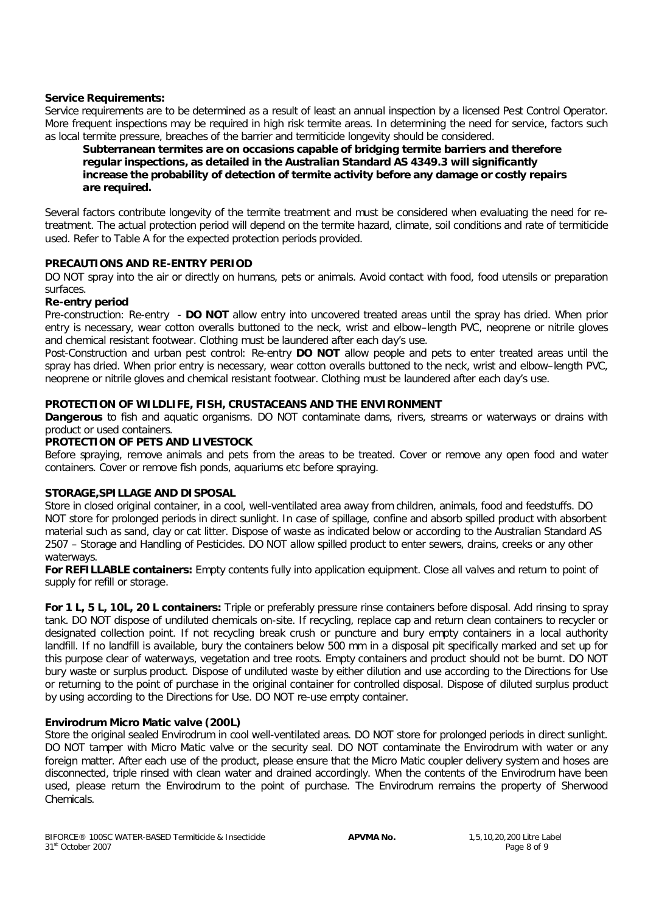**Service Requirements:**

Service requirements are to be determined as a result of least an annual inspection by a licensed Pest Control Operator. More frequent inspections may be required in high risk termite areas. In determining the need for service, factors such as local termite pressure, breaches of the barrier and termiticide longevity should be considered.

> **Subterranean termites are on occasions capable of bridging termite barriers and therefore regular inspections, as detailed in the Australian Standard AS 4349.3 will significantly increase the probability of detection of termite activity before any damage or costly repairs are required.**

Several factors contribute longevity of the termite treatment and must be considered when evaluating the need for re-treatment. The actual protection period will depend on the termite hazard, climate, soil conditions and rate of termiticide used. Refer to Table A for the expected protection periods provided.

## PRECAUTIONS AND RE-ENTRY PERIOD

DO NOT spray into the air or directly on humans, pets or animals. Avoid contact with food, food utensils or preparation surfaces.

**Re-entry period**

Pre-construction: Re-entry - **DO NOT** allow entry into uncovered treated areas until the spray has dried. When prior entry is necessary, wear cotton overalls buttoned to the neck, wrist and elbow–length PVC, neoprene or nitrile gloves and chemical resistant footwear. Clothing must be laundered after each day's use.

Post-Construction and urban pest control: Re-entry **DO NOT** allow people and pets to enter treated areas until the spray has dried. When prior entry is necessary, wear cotton overalls buttoned to the neck, wrist and elbow–length PVC, neoprene or nitrile gloves and chemical resistant footwear. Clothing must be laundered after each day's use.

## PROTECTION OF WILDLIFE, FISH, CRUSTACEANS AND THE ENVIRONMENT

***Dangerous*** to fish and aquatic organisms. DO NOT contaminate dams, rivers, streams or waterways or drains with product or used containers.

## PROTECTION OF PETS AND LIVESTOCK

Before spraying, remove animals and pets from the areas to be treated. Cover or remove any open food and water containers. Cover or remove fish ponds, aquariums etc before spraying.

## STORAGE,SPILLAGE AND DISPOSAL

Store in closed original container, in a cool, well-ventilated area away from children, animals, food and feedstuffs. DO NOT store for prolonged periods in direct sunlight. In case of spillage, confine and absorb spilled product with absorbent material such as sand, clay or cat litter. Dispose of waste as indicated below or according to the Australian Standard AS 2507 – Storage and Handling of Pesticides. DO NOT allow spilled product to enter sewers, drains, creeks or any other waterways.

**For REFILLABLE containers:** Empty contents fully into application equipment. Close all valves and return to point of supply for refill or storage.

**For 1 L, 5 L, 10L, 20 L containers:** Triple or preferably pressure rinse containers before disposal. Add rinsing to spray tank. DO NOT dispose of undiluted chemicals on-site. If recycling, replace cap and return clean containers to recycler or designated collection point. If not recycling break crush or puncture and bury empty containers in a local authority landfill. If no landfill is available, bury the containers below 500 mm in a disposal pit specifically marked and set up for this purpose clear of waterways, vegetation and tree roots. Empty containers and product should not be burnt. DO NOT bury waste or surplus product. Dispose of undiluted waste by either dilution and use according to the Directions for Use or returning to the point of purchase in the original container for controlled disposal. Dispose of diluted surplus product by using according to the Directions for Use. DO NOT re-use empty container.

**Envirodrum Micro Matic valve (200L)**

Store the original sealed Envirodrum in cool well-ventilated areas. DO NOT store for prolonged periods in direct sunlight. DO NOT tamper with Micro Matic valve or the security seal. DO NOT contaminate the Envirodrum with water or any foreign matter. After each use of the product, please ensure that the Micro Matic coupler delivery system and hoses are disconnected, triple rinsed with clean water and drained accordingly. When the contents of the Envirodrum have been used, please return the Envirodrum to the point of purchase. The Envirodrum remains the property of Sherwood Chemicals.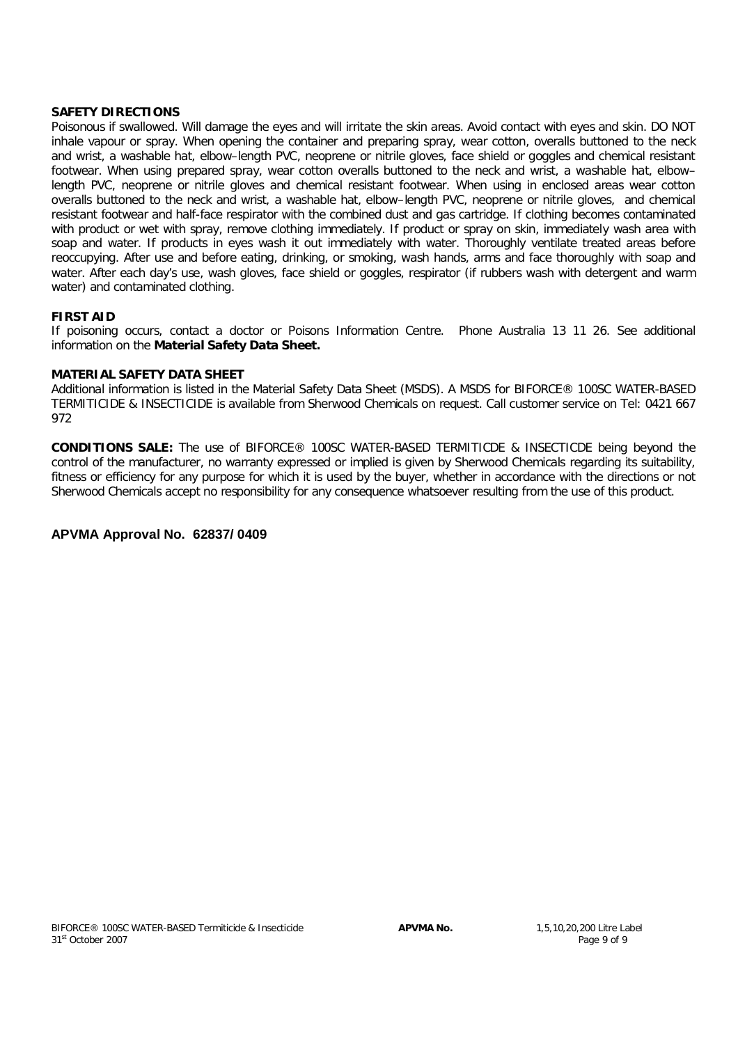**SAFETY DIRECTIONS**

Poisonous if swallowed. Will damage the eyes and will irritate the skin areas. Avoid contact with eyes and skin. DO NOT inhale vapour or spray. When opening the container and preparing spray, wear cotton, overalls buttoned to the neck and wrist, a washable hat, elbow–length PVC, neoprene or nitrile gloves, face shield or goggles and chemical resistant footwear. When using prepared spray, wear cotton overalls buttoned to the neck and wrist, a washable hat, elbow–length PVC, neoprene or nitrile gloves and chemical resistant footwear. When using in enclosed areas wear cotton overalls buttoned to the neck and wrist, a washable hat, elbow–length PVC, neoprene or nitrile gloves, and chemical resistant footwear and half-face respirator with the combined dust and gas cartridge. If clothing becomes contaminated with product or wet with spray, remove clothing immediately. If product or spray on skin, immediately wash area with soap and water. If products in eyes wash it out immediately with water. Thoroughly ventilate treated areas before reoccupying. After use and before eating, drinking, or smoking, wash hands, arms and face thoroughly with soap and water. After each day's use, wash gloves, face shield or goggles, respirator (if rubbers wash with detergent and warm water) and contaminated clothing.

**FIRST AID**

If poisoning occurs, contact a doctor or Poisons Information Centre. Phone Australia 13 11 26. See additional information on the **Material Safety Data Sheet.**

**MATERIAL SAFETY DATA SHEET**

Additional information is listed in the Material Safety Data Sheet (MSDS). A MSDS for BIFORCE® 100SC WATER-BASED TERMITICIDE & INSECTICIDE is available from Sherwood Chemicals on request. Call customer service on Tel: 0421 667 972

**CONDITIONS SALE:** The use of BIFORCE® 100SC WATER-BASED TERMITICDE & INSECTICDE being beyond the control of the manufacturer, no warranty expressed or implied is given by Sherwood Chemicals regarding its suitability, fitness or efficiency for any purpose for which it is used by the buyer, whether in accordance with the directions or not Sherwood Chemicals accept no responsibility for any consequence whatsoever resulting from the use of this product.

**APVMA Approval No. 62837/0409**